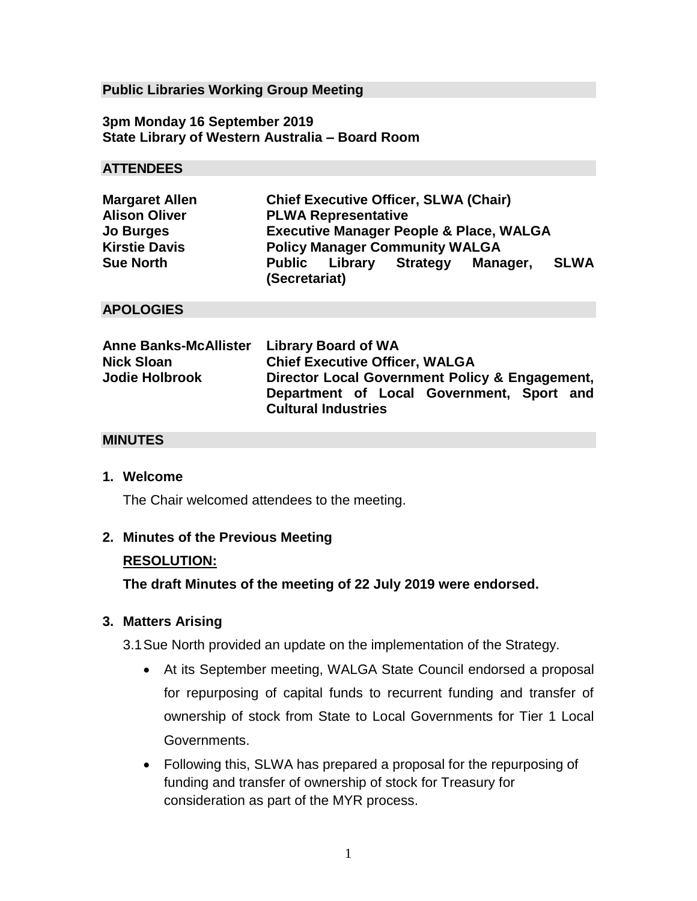## Public Libraries Working Group Meeting

**3pm Monday 16 September 2019**
**State Library of Western Australia – Board Room**

## ATTENDEES

| | |
|---|---|
| **Margaret Allen** | **Chief Executive Officer, SLWA (Chair)** |
| **Alison Oliver** | **PLWA Representative** |
| **Jo Burges** | **Executive Manager People & Place, WALGA** |
| **Kirstie Davis** | **Policy Manager Community WALGA** |
| **Sue North** | **Public Library Strategy Manager, SLWA (Secretariat)** |

## APOLOGIES

| | |
|---|---|
| **Anne Banks-McAllister** | **Library Board of WA** |
| **Nick Sloan** | **Chief Executive Officer, WALGA** |
| **Jodie Holbrook** | **Director Local Government Policy & Engagement, Department of Local Government, Sport and Cultural Industries** |

## MINUTES

**1. Welcome**

The Chair welcomed attendees to the meeting.

**2. Minutes of the Previous Meeting**

**<u>RESOLUTION:</u>**

**The draft Minutes of the meeting of 22 July 2019 were endorsed.**

**3. Matters Arising**

3.1 Sue North provided an update on the implementation of the Strategy.

- At its September meeting, WALGA State Council endorsed a proposal for repurposing of capital funds to recurrent funding and transfer of ownership of stock from State to Local Governments for Tier 1 Local Governments.
- Following this, SLWA has prepared a proposal for the repurposing of funding and transfer of ownership of stock for Treasury for consideration as part of the MYR process.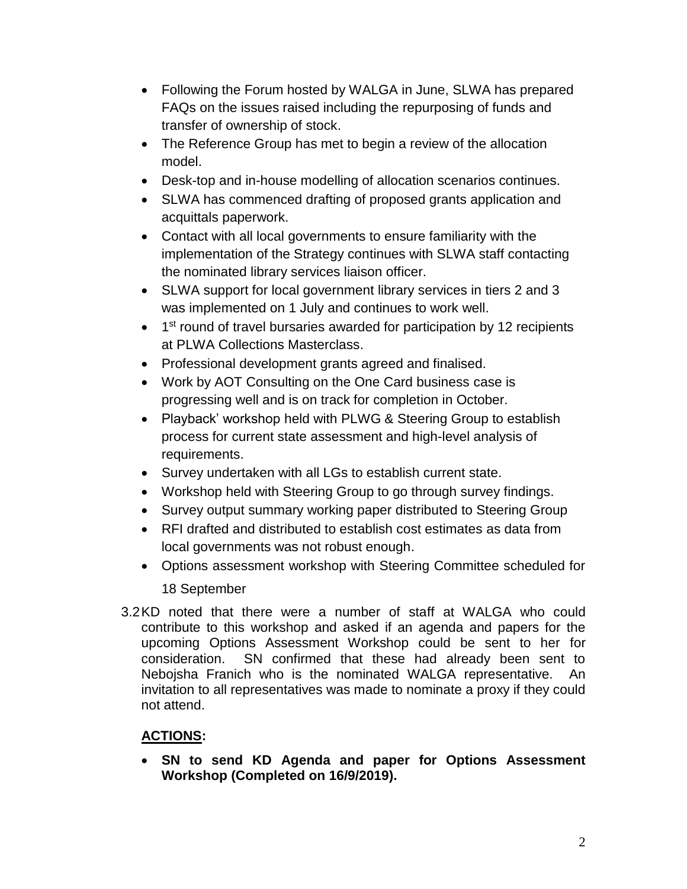- Following the Forum hosted by WALGA in June, SLWA has prepared FAQs on the issues raised including the repurposing of funds and transfer of ownership of stock.
- The Reference Group has met to begin a review of the allocation model.
- Desk-top and in-house modelling of allocation scenarios continues.
- SLWA has commenced drafting of proposed grants application and acquittals paperwork.
- Contact with all local governments to ensure familiarity with the implementation of the Strategy continues with SLWA staff contacting the nominated library services liaison officer.
- SLWA support for local government library services in tiers 2 and 3 was implemented on 1 July and continues to work well.
- 1st round of travel bursaries awarded for participation by 12 recipients at PLWA Collections Masterclass.
- Professional development grants agreed and finalised.
- Work by AOT Consulting on the One Card business case is progressing well and is on track for completion in October.
- Playback' workshop held with PLWG & Steering Group to establish process for current state assessment and high-level analysis of requirements.
- Survey undertaken with all LGs to establish current state.
- Workshop held with Steering Group to go through survey findings.
- Survey output summary working paper distributed to Steering Group
- RFI drafted and distributed to establish cost estimates as data from local governments was not robust enough.
- Options assessment workshop with Steering Committee scheduled for 18 September

3.2 KD noted that there were a number of staff at WALGA who could contribute to this workshop and asked if an agenda and papers for the upcoming Options Assessment Workshop could be sent to her for consideration. SN confirmed that these had already been sent to Nebojsha Franich who is the nominated WALGA representative. An invitation to all representatives was made to nominate a proxy if they could not attend.

**ACTIONS:**

- **SN to send KD Agenda and paper for Options Assessment Workshop (Completed on 16/9/2019).**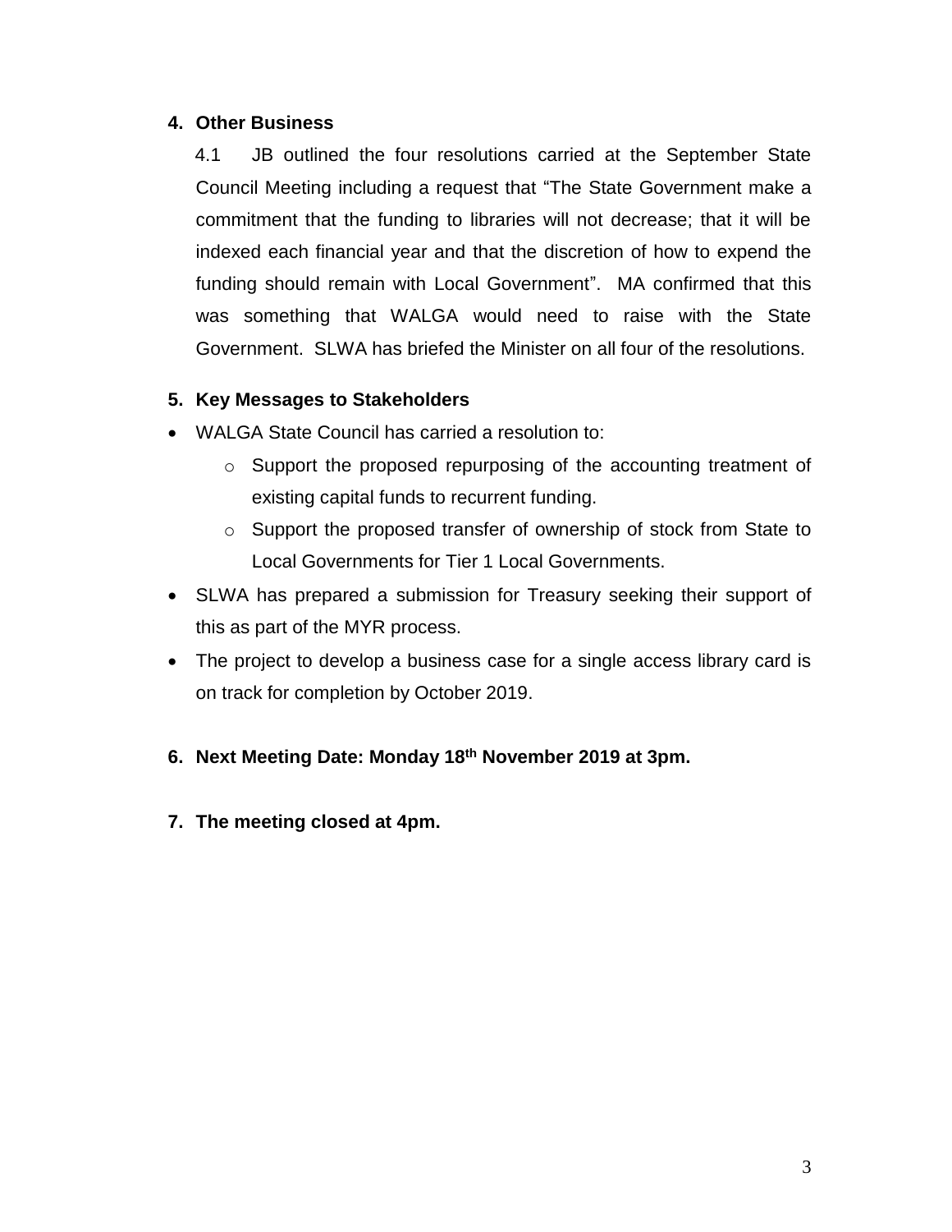## 4. Other Business

4.1 JB outlined the four resolutions carried at the September State Council Meeting including a request that "The State Government make a commitment that the funding to libraries will not decrease; that it will be indexed each financial year and that the discretion of how to expend the funding should remain with Local Government". MA confirmed that this was something that WALGA would need to raise with the State Government. SLWA has briefed the Minister on all four of the resolutions.

## 5. Key Messages to Stakeholders

- WALGA State Council has carried a resolution to:
  - Support the proposed repurposing of the accounting treatment of existing capital funds to recurrent funding.
  - Support the proposed transfer of ownership of stock from State to Local Governments for Tier 1 Local Governments.
- SLWA has prepared a submission for Treasury seeking their support of this as part of the MYR process.
- The project to develop a business case for a single access library card is on track for completion by October 2019.

## 6. Next Meeting Date: Monday 18th November 2019 at 3pm.

## 7. The meeting closed at 4pm.